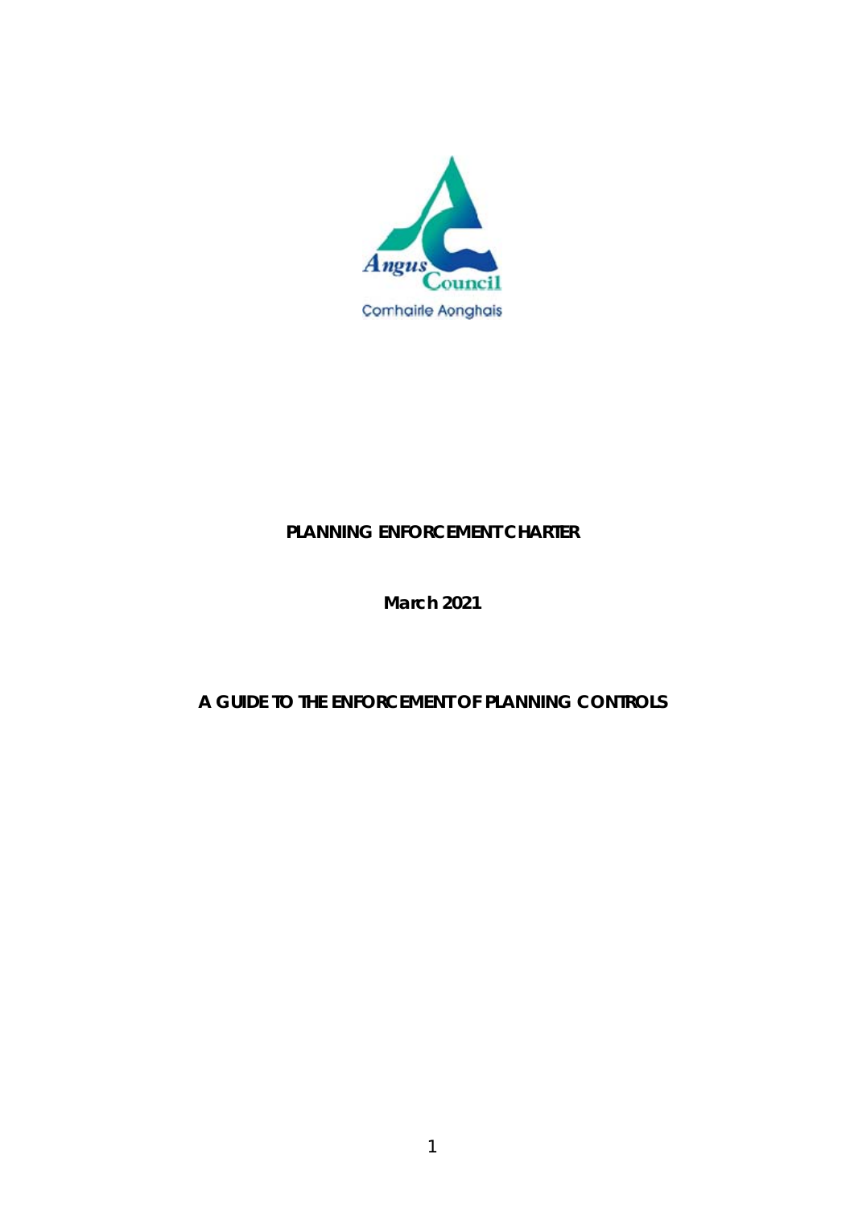Angus Council

Comhairle Aonghais

# PLANNING ENFORCEMENT CHARTER

**March 2021**

## A GUIDE TO THE ENFORCEMENT OF PLANNING CONTROLS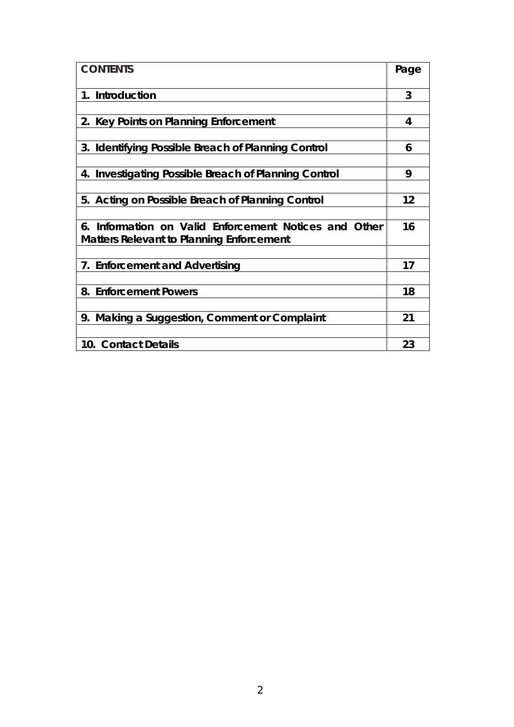| CONTENTS | Page |
| --- | --- |
| **1. Introduction** | **3** |
| | |
| **2. Key Points on Planning Enforcement** | **4** |
| | |
| **3. Identifying Possible Breach of Planning Control** | **6** |
| | |
| **4. Investigating Possible Breach of Planning Control** | **9** |
| | |
| **5. Acting on Possible Breach of Planning Control** | **12** |
| | |
| **6. Information on Valid Enforcement Notices and Other Matters Relevant to Planning Enforcement** | **16** |
| | |
| **7. Enforcement and Advertising** | **17** |
| | |
| **8. Enforcement Powers** | **18** |
| | |
| **9. Making a Suggestion, Comment or Complaint** | **21** |
| | |
| **10. Contact Details** | **23** |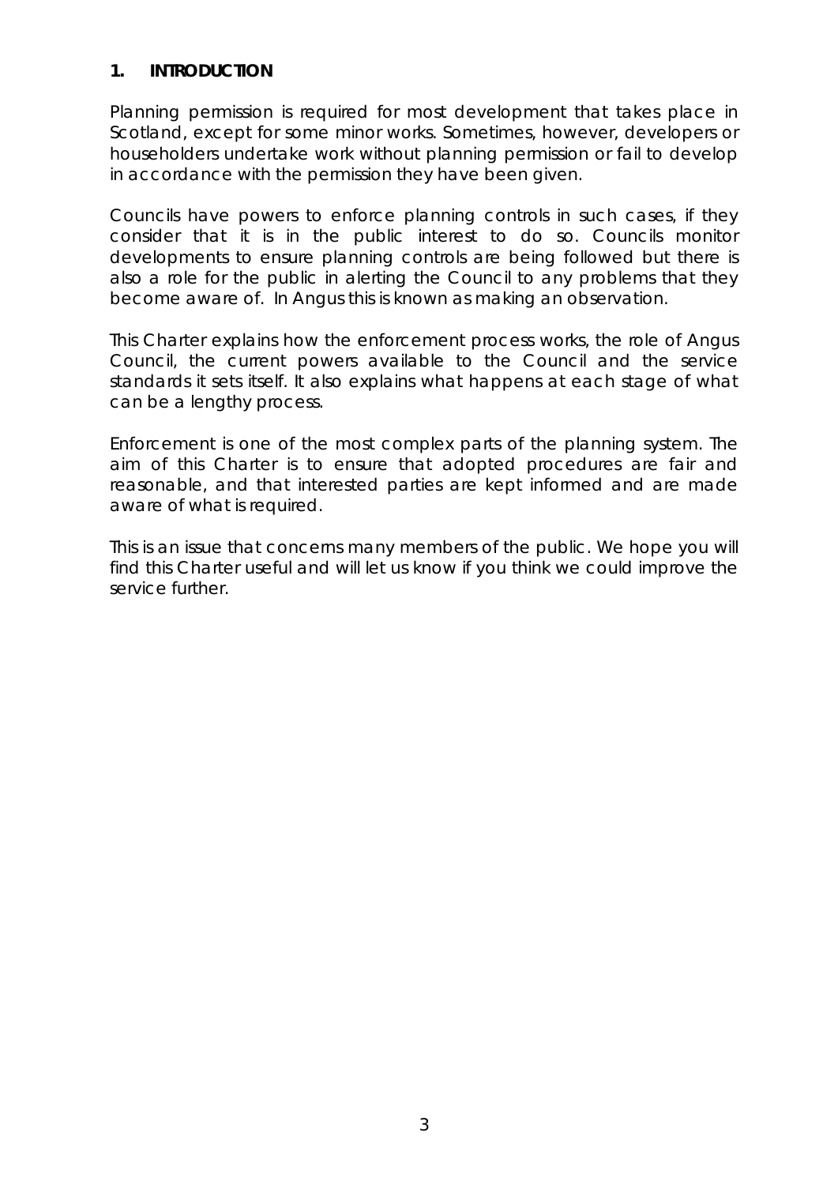## 1. INTRODUCTION

Planning permission is required for most development that takes place in Scotland, except for some minor works. Sometimes, however, developers or householders undertake work without planning permission or fail to develop in accordance with the permission they have been given.

Councils have powers to enforce planning controls in such cases, if they consider that it is in the public interest to do so. Councils monitor developments to ensure planning controls are being followed but there is also a role for the public in alerting the Council to any problems that they become aware of. In Angus this is known as making an observation.

This Charter explains how the enforcement process works, the role of Angus Council, the current powers available to the Council and the service standards it sets itself. It also explains what happens at each stage of what can be a lengthy process.

Enforcement is one of the most complex parts of the planning system. The aim of this Charter is to ensure that adopted procedures are fair and reasonable, and that interested parties are kept informed and are made aware of what is required.

This is an issue that concerns many members of the public. We hope you will find this Charter useful and will let us know if you think we could improve the service further.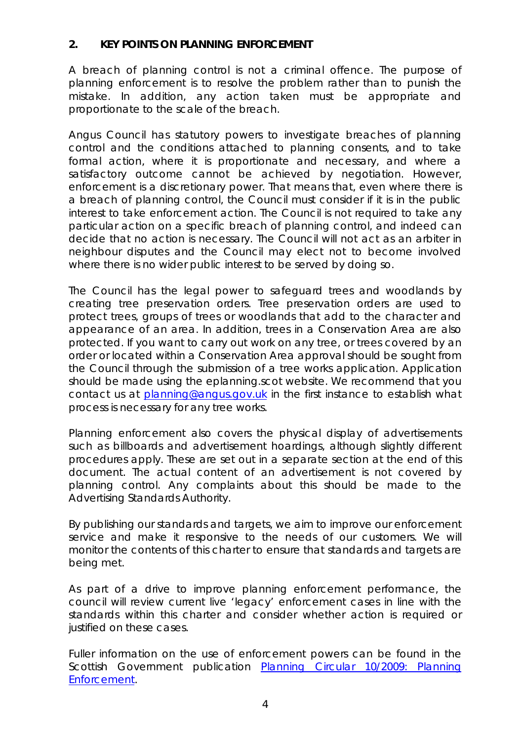## 2. KEY POINTS ON PLANNING ENFORCEMENT

A breach of planning control is not a criminal offence. The purpose of planning enforcement is to resolve the problem rather than to punish the mistake. In addition, any action taken must be appropriate and proportionate to the scale of the breach.

Angus Council has statutory powers to investigate breaches of planning control and the conditions attached to planning consents, and to take formal action, where it is proportionate and necessary, and where a satisfactory outcome cannot be achieved by negotiation. However, enforcement is a discretionary power. That means that, even where there is a breach of planning control, the Council must consider if it is in the public interest to take enforcement action. The Council is not required to take any particular action on a specific breach of planning control, and indeed can decide that no action is necessary. The Council will not act as an arbiter in neighbour disputes and the Council may elect not to become involved where there is no wider public interest to be served by doing so.

The Council has the legal power to safeguard trees and woodlands by creating tree preservation orders. Tree preservation orders are used to protect trees, groups of trees or woodlands that add to the character and appearance of an area. In addition, trees in a Conservation Area are also protected. If you want to carry out work on any tree, or trees covered by an order or located within a Conservation Area approval should be sought from the Council through the submission of a tree works application. Application should be made using the eplanning.scot website. We recommend that you contact us at [planning@angus.gov.uk](mailto:planning@angus.gov.uk) in the first instance to establish what process is necessary for any tree works.

Planning enforcement also covers the physical display of advertisements such as billboards and advertisement hoardings, although slightly different procedures apply. These are set out in a separate section at the end of this document. The actual content of an advertisement is not covered by planning control. Any complaints about this should be made to the Advertising Standards Authority.

By publishing our standards and targets, we aim to improve our enforcement service and make it responsive to the needs of our customers. We will monitor the contents of this charter to ensure that standards and targets are being met.

As part of a drive to improve planning enforcement performance, the council will review current live 'legacy' enforcement cases in line with the standards within this charter and consider whether action is required or justified on these cases.

Fuller information on the use of enforcement powers can be found in the Scottish Government publication Planning Circular 10/2009: Planning Enforcement.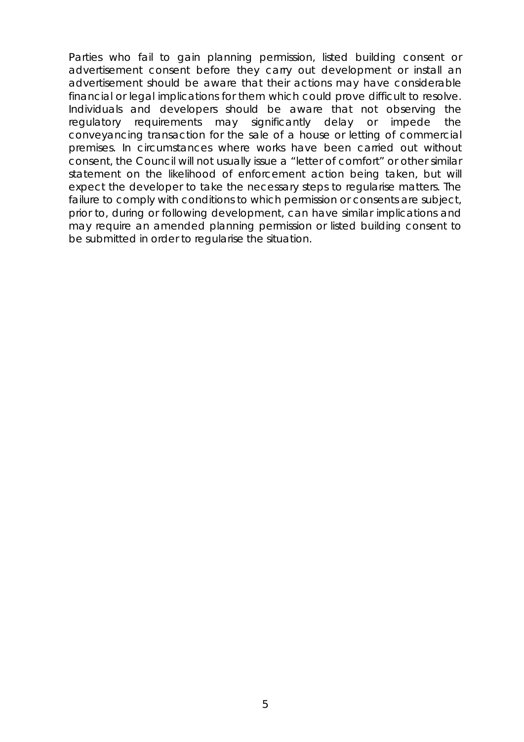Parties who fail to gain planning permission, listed building consent or advertisement consent before they carry out development or install an advertisement should be aware that their actions may have considerable financial or legal implications for them which could prove difficult to resolve. Individuals and developers should be aware that not observing the regulatory requirements may significantly delay or impede the conveyancing transaction for the sale of a house or letting of commercial premises. In circumstances where works have been carried out without consent, the Council will not usually issue a "letter of comfort" or other similar statement on the likelihood of enforcement action being taken, but will expect the developer to take the necessary steps to regularise matters. The failure to comply with conditions to which permission or consents are subject, prior to, during or following development, can have similar implications and may require an amended planning permission or listed building consent to be submitted in order to regularise the situation.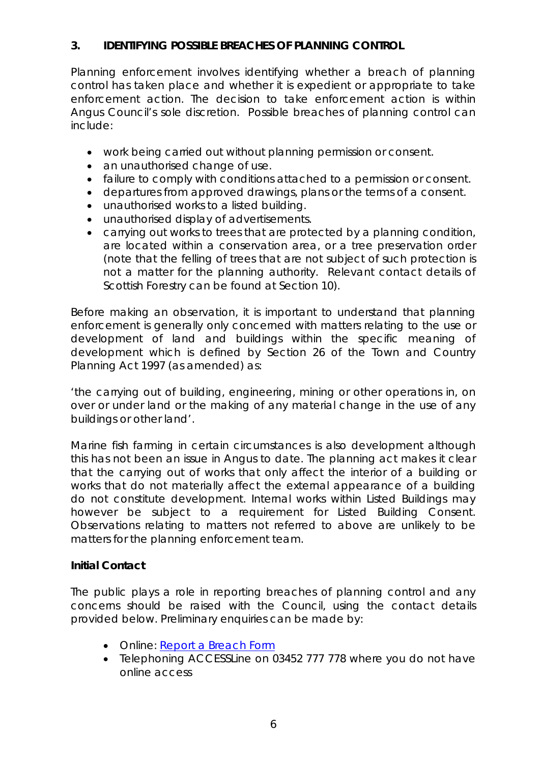## 3. IDENTIFYING POSSIBLE BREACHES OF PLANNING CONTROL

Planning enforcement involves identifying whether a breach of planning control has taken place and whether it is expedient or appropriate to take enforcement action. The decision to take enforcement action is within Angus Council's sole discretion. Possible breaches of planning control can include:

- work being carried out without planning permission or consent.
- an unauthorised change of use.
- failure to comply with conditions attached to a permission or consent.
- departures from approved drawings, plans or the terms of a consent.
- unauthorised works to a listed building.
- unauthorised display of advertisements.
- carrying out works to trees that are protected by a planning condition, are located within a conservation area, or a tree preservation order (note that the felling of trees that are not subject of such protection is not a matter for the planning authority. Relevant contact details of Scottish Forestry can be found at Section 10).

Before making an observation, it is important to understand that planning enforcement is generally only concerned with matters relating to the use or development of land and buildings within the specific meaning of development which is defined by Section 26 of the Town and Country Planning Act 1997 (as amended) as:

'the carrying out of building, engineering, mining or other operations in, on over or under land or the making of any material change in the use of any buildings or other land'.

Marine fish farming in certain circumstances is also development although this has not been an issue in Angus to date. The planning act makes it clear that the carrying out of works that only affect the interior of a building or works that do not materially affect the external appearance of a building do not constitute development. Internal works within Listed Buildings may however be subject to a requirement for Listed Building Consent. Observations relating to matters not referred to above are unlikely to be matters for the planning enforcement team.

**Initial Contact**

The public plays a role in reporting breaches of planning control and any concerns should be raised with the Council, using the contact details provided below. Preliminary enquiries can be made by:

- Online: [Report a Breach Form]
- Telephoning ACCESSLine on 03452 777 778 where you do not have online access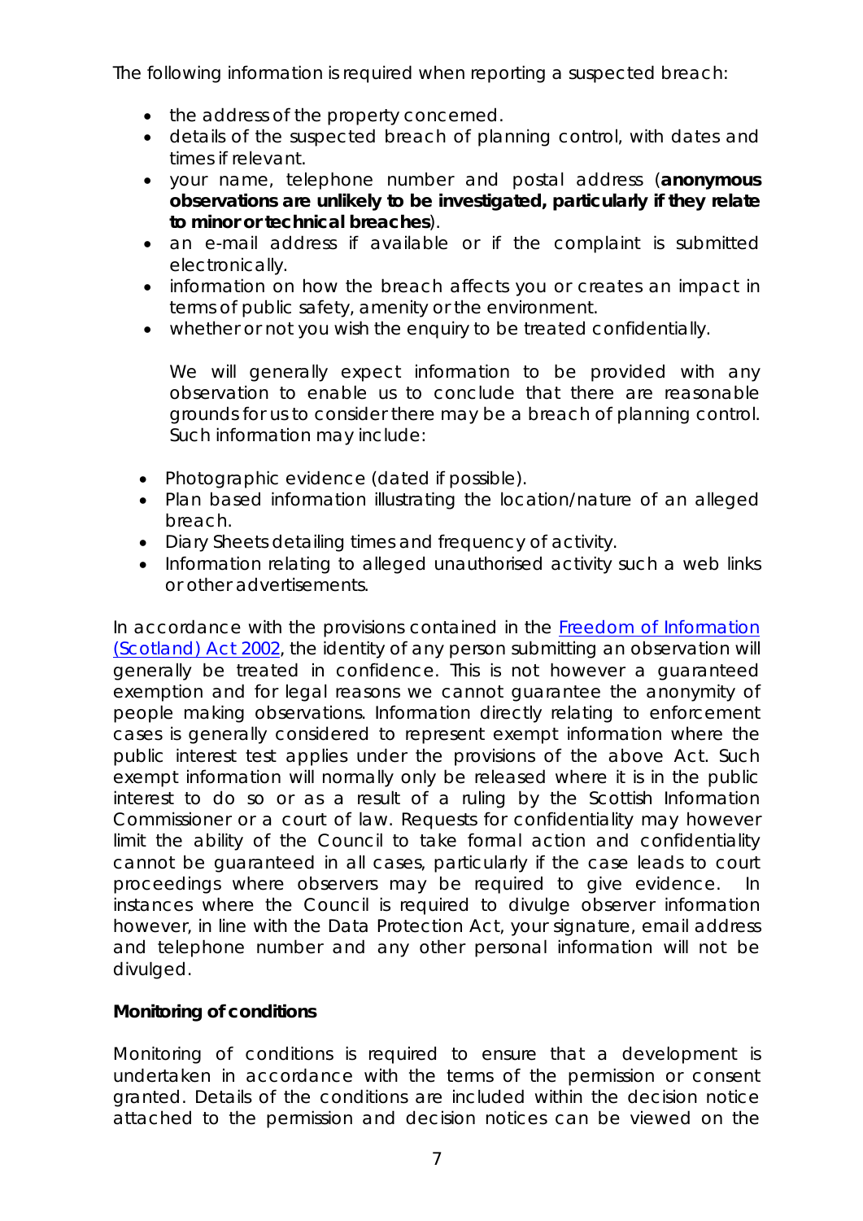The following information is required when reporting a suspected breach:

- the address of the property concerned.
- details of the suspected breach of planning control, with dates and times if relevant.
- your name, telephone number and postal address (**anonymous observations are unlikely to be investigated, particularly if they relate to minor or technical breaches**).
- an e-mail address if available or if the complaint is submitted electronically.
- information on how the breach affects you or creates an impact in terms of public safety, amenity or the environment.
- whether or not you wish the enquiry to be treated confidentially.

  We will generally expect information to be provided with any observation to enable us to conclude that there are reasonable grounds for us to consider there may be a breach of planning control. Such information may include:

- Photographic evidence (dated if possible).
- Plan based information illustrating the location/nature of an alleged breach.
- Diary Sheets detailing times and frequency of activity.
- Information relating to alleged unauthorised activity such a web links or other advertisements.

In accordance with the provisions contained in the Freedom of Information (Scotland) Act 2002, the identity of any person submitting an observation will generally be treated in confidence. This is not however a guaranteed exemption and for legal reasons we cannot guarantee the anonymity of people making observations. Information directly relating to enforcement cases is generally considered to represent exempt information where the public interest test applies under the provisions of the above Act. Such exempt information will normally only be released where it is in the public interest to do so or as a result of a ruling by the Scottish Information Commissioner or a court of law. Requests for confidentiality may however limit the ability of the Council to take formal action and confidentiality cannot be guaranteed in all cases, particularly if the case leads to court proceedings where observers may be required to give evidence. In instances where the Council is required to divulge observer information however, in line with the Data Protection Act, your signature, email address and telephone number and any other personal information will not be divulged.

**Monitoring of conditions**

Monitoring of conditions is required to ensure that a development is undertaken in accordance with the terms of the permission or consent granted. Details of the conditions are included within the decision notice attached to the permission and decision notices can be viewed on the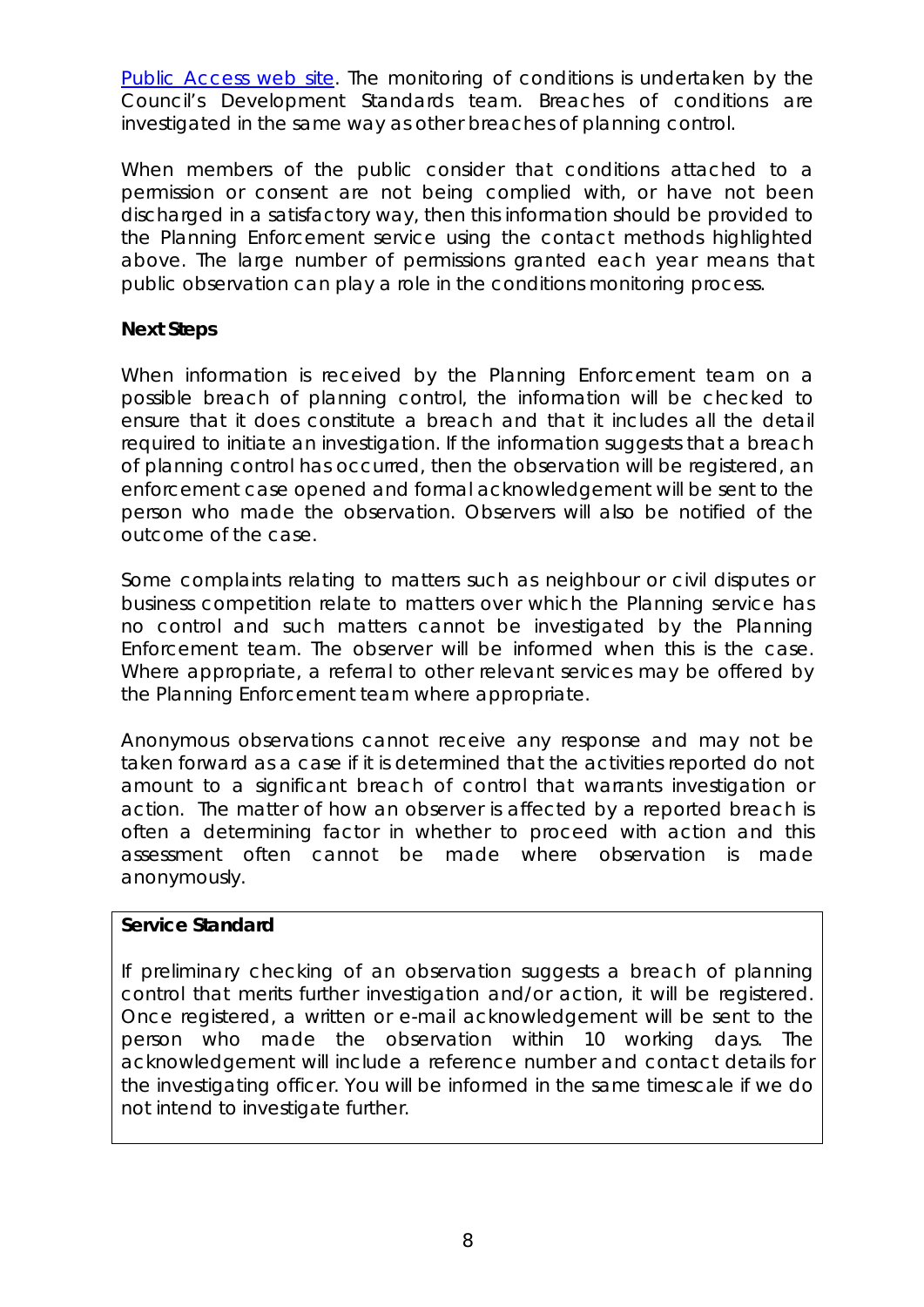Public Access web site. The monitoring of conditions is undertaken by the Council's Development Standards team. Breaches of conditions are investigated in the same way as other breaches of planning control.

When members of the public consider that conditions attached to a permission or consent are not being complied with, or have not been discharged in a satisfactory way, then this information should be provided to the Planning Enforcement service using the contact methods highlighted above. The large number of permissions granted each year means that public observation can play a role in the conditions monitoring process.

**Next Steps**

When information is received by the Planning Enforcement team on a possible breach of planning control, the information will be checked to ensure that it does constitute a breach and that it includes all the detail required to initiate an investigation. If the information suggests that a breach of planning control has occurred, then the observation will be registered, an enforcement case opened and formal acknowledgement will be sent to the person who made the observation. Observers will also be notified of the outcome of the case.

Some complaints relating to matters such as neighbour or civil disputes or business competition relate to matters over which the Planning service has no control and such matters cannot be investigated by the Planning Enforcement team. The observer will be informed when this is the case. Where appropriate, a referral to other relevant services may be offered by the Planning Enforcement team where appropriate.

Anonymous observations cannot receive any response and may not be taken forward as a case if it is determined that the activities reported do not amount to a significant breach of control that warrants investigation or action. The matter of how an observer is affected by a reported breach is often a determining factor in whether to proceed with action and this assessment often cannot be made where observation is made anonymously.

**Service Standard**

If preliminary checking of an observation suggests a breach of planning control that merits further investigation and/or action, it will be registered. Once registered, a written or e-mail acknowledgement will be sent to the person who made the observation within 10 working days. The acknowledgement will include a reference number and contact details for the investigating officer. You will be informed in the same timescale if we do not intend to investigate further.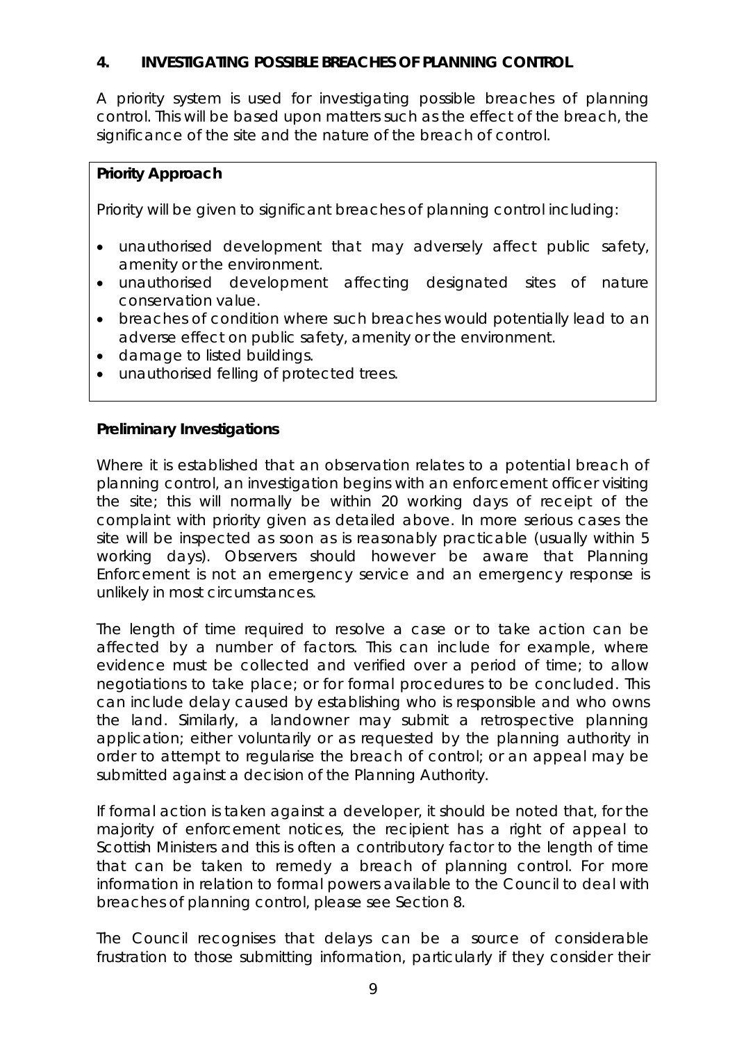## 4. INVESTIGATING POSSIBLE BREACHES OF PLANNING CONTROL

A priority system is used for investigating possible breaches of planning control. This will be based upon matters such as the effect of the breach, the significance of the site and the nature of the breach of control.

**Priority Approach**

Priority will be given to significant breaches of planning control including:

- unauthorised development that may adversely affect public safety, amenity or the environment.
- unauthorised development affecting designated sites of nature conservation value.
- breaches of condition where such breaches would potentially lead to an adverse effect on public safety, amenity or the environment.
- damage to listed buildings.
- unauthorised felling of protected trees.

**Preliminary Investigations**

Where it is established that an observation relates to a potential breach of planning control, an investigation begins with an enforcement officer visiting the site; this will normally be within 20 working days of receipt of the complaint with priority given as detailed above. In more serious cases the site will be inspected as soon as is reasonably practicable (usually within 5 working days). Observers should however be aware that Planning Enforcement is not an emergency service and an emergency response is unlikely in most circumstances.

The length of time required to resolve a case or to take action can be affected by a number of factors. This can include for example, where evidence must be collected and verified over a period of time; to allow negotiations to take place; or for formal procedures to be concluded. This can include delay caused by establishing who is responsible and who owns the land. Similarly, a landowner may submit a retrospective planning application; either voluntarily or as requested by the planning authority in order to attempt to regularise the breach of control; or an appeal may be submitted against a decision of the Planning Authority.

If formal action is taken against a developer, it should be noted that, for the majority of enforcement notices, the recipient has a right of appeal to Scottish Ministers and this is often a contributory factor to the length of time that can be taken to remedy a breach of planning control. For more information in relation to formal powers available to the Council to deal with breaches of planning control, please see Section 8.

The Council recognises that delays can be a source of considerable frustration to those submitting information, particularly if they consider their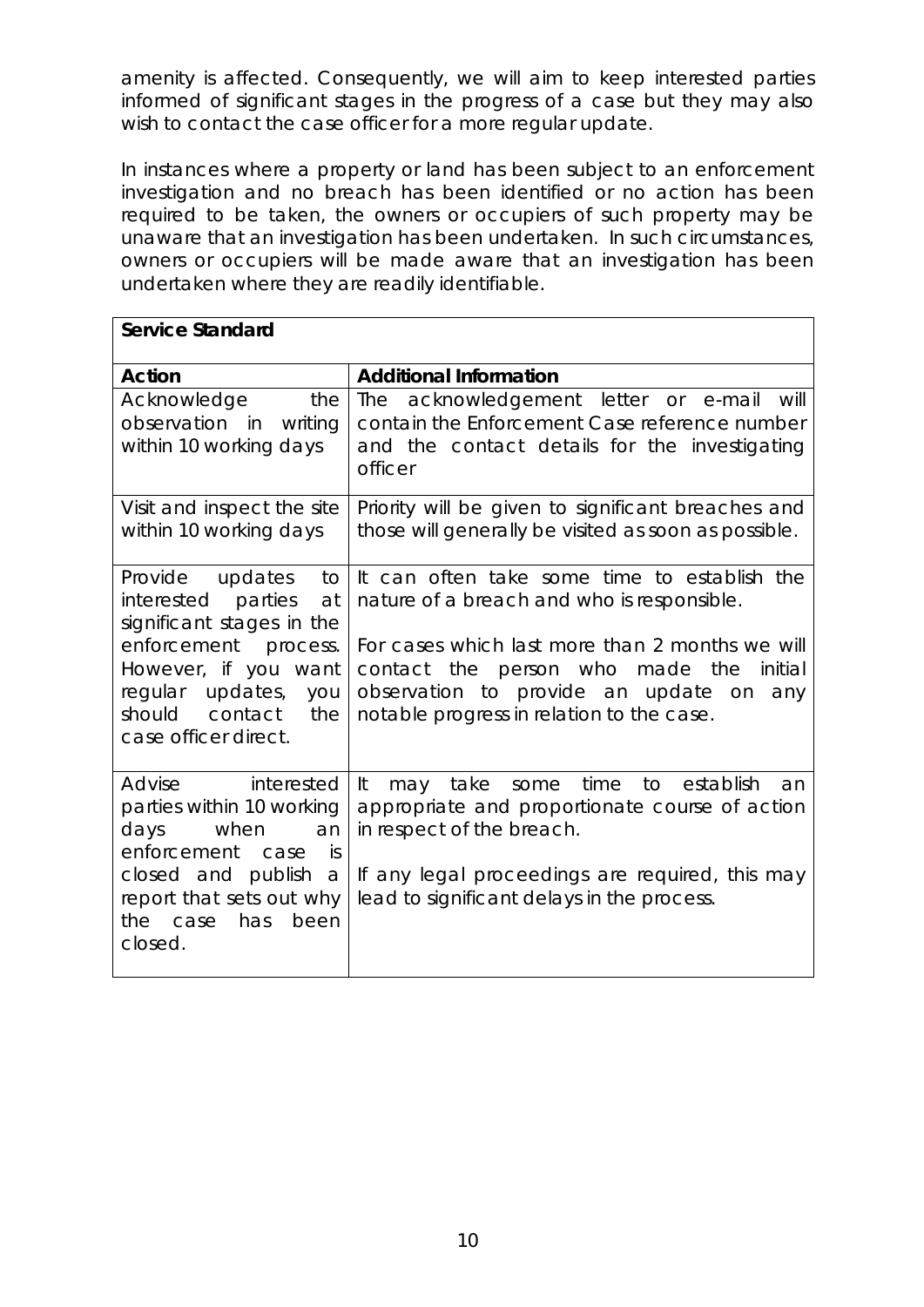amenity is affected. Consequently, we will aim to keep interested parties informed of significant stages in the progress of a case but they may also wish to contact the case officer for a more regular update.

In instances where a property or land has been subject to an enforcement investigation and no breach has been identified or no action has been required to be taken, the owners or occupiers of such property may be unaware that an investigation has been undertaken. In such circumstances, owners or occupiers will be made aware that an investigation has been undertaken where they are readily identifiable.

| **Service Standard** | |
|---|---|
| **Action** | **Additional Information** |
| Acknowledge the observation in writing within 10 working days | The acknowledgement letter or e-mail will contain the Enforcement Case reference number and the contact details for the investigating officer |
| Visit and inspect the site within 10 working days | Priority will be given to significant breaches and those will generally be visited as soon as possible. |
| Provide updates to interested parties at significant stages in the enforcement process. However, if you want regular updates, you should contact the case officer direct. | It can often take some time to establish the nature of a breach and who is responsible.<br><br>For cases which last more than 2 months we will contact the person who made the initial observation to provide an update on any notable progress in relation to the case. |
| Advise interested parties within 10 working days when an enforcement case is closed and publish a report that sets out why the case has been closed. | It may take some time to establish an appropriate and proportionate course of action in respect of the breach.<br><br>If any legal proceedings are required, this may lead to significant delays in the process. |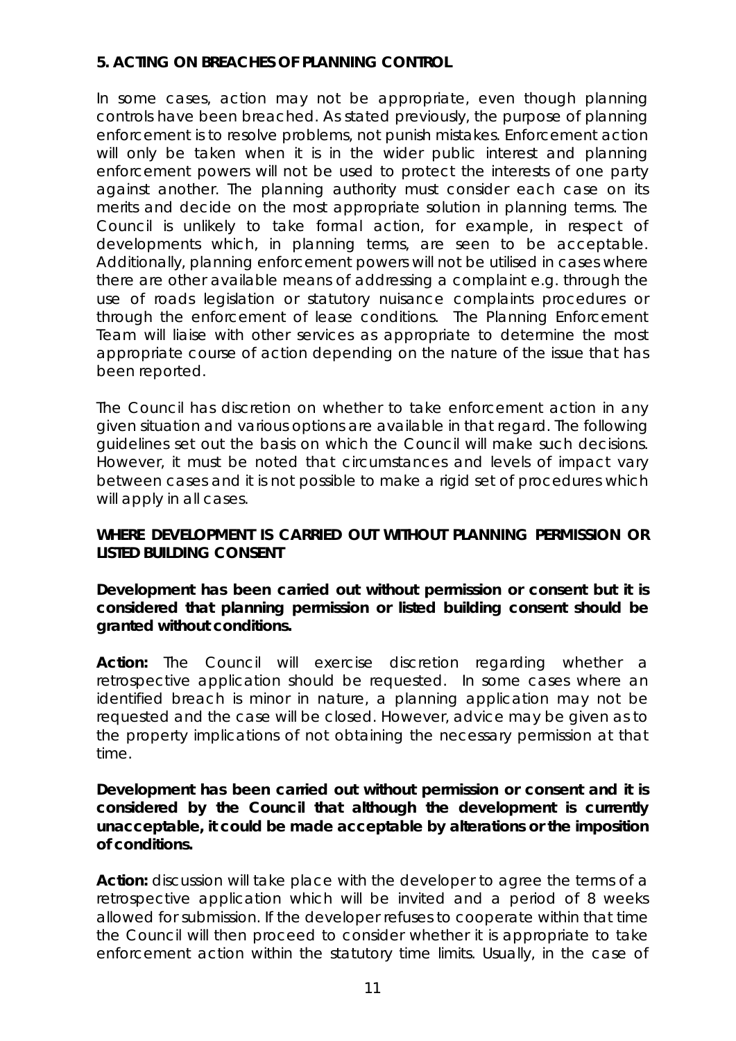## 5. ACTING ON BREACHES OF PLANNING CONTROL

In some cases, action may not be appropriate, even though planning controls have been breached. As stated previously, the purpose of planning enforcement is to resolve problems, not punish mistakes. Enforcement action will only be taken when it is in the wider public interest and planning enforcement powers will not be used to protect the interests of one party against another. The planning authority must consider each case on its merits and decide on the most appropriate solution in planning terms. The Council is unlikely to take formal action, for example, in respect of developments which, in planning terms, are seen to be acceptable. Additionally, planning enforcement powers will not be utilised in cases where there are other available means of addressing a complaint e.g. through the use of roads legislation or statutory nuisance complaints procedures or through the enforcement of lease conditions. The Planning Enforcement Team will liaise with other services as appropriate to determine the most appropriate course of action depending on the nature of the issue that has been reported.

The Council has discretion on whether to take enforcement action in any given situation and various options are available in that regard. The following guidelines set out the basis on which the Council will make such decisions. However, it must be noted that circumstances and levels of impact vary between cases and it is not possible to make a rigid set of procedures which will apply in all cases.

### WHERE DEVELOPMENT IS CARRIED OUT WITHOUT PLANNING PERMISSION OR LISTED BUILDING CONSENT

**Development has been carried out without permission or consent but it is considered that planning permission or listed building consent should be granted without conditions.**

**Action:** The Council will exercise discretion regarding whether a retrospective application should be requested. In some cases where an identified breach is minor in nature, a planning application may not be requested and the case will be closed. However, advice may be given as to the property implications of not obtaining the necessary permission at that time.

**Development has been carried out without permission or consent and it is considered by the Council that although the development is currently unacceptable, it could be made acceptable by alterations or the imposition of conditions.**

**Action:** discussion will take place with the developer to agree the terms of a retrospective application which will be invited and a period of 8 weeks allowed for submission. If the developer refuses to cooperate within that time the Council will then proceed to consider whether it is appropriate to take enforcement action within the statutory time limits. Usually, in the case of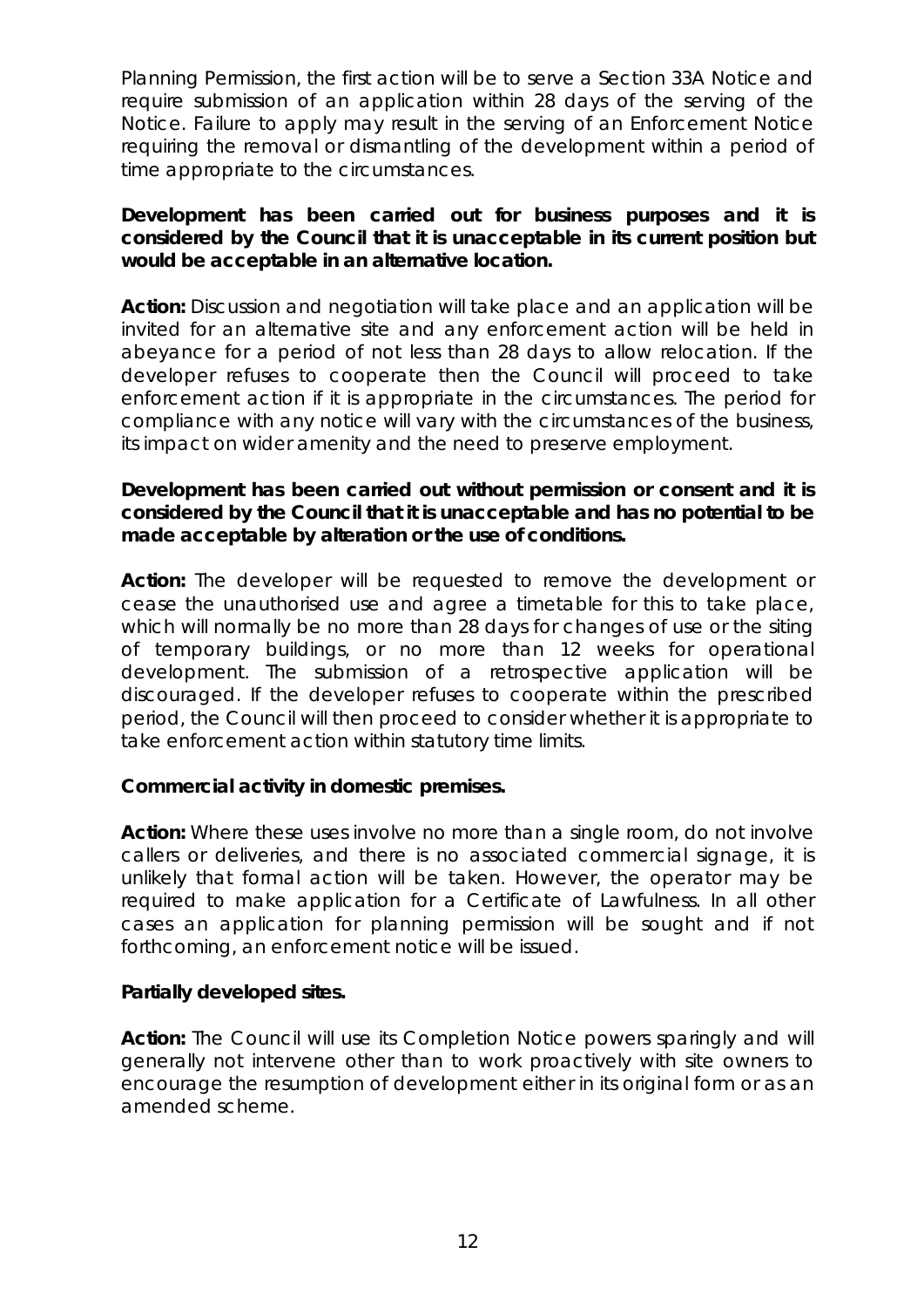Planning Permission, the first action will be to serve a Section 33A Notice and require submission of an application within 28 days of the serving of the Notice. Failure to apply may result in the serving of an Enforcement Notice requiring the removal or dismantling of the development within a period of time appropriate to the circumstances.

**Development has been carried out for business purposes and it is considered by the Council that it is unacceptable in its current position but would be acceptable in an alternative location.**

**Action:** Discussion and negotiation will take place and an application will be invited for an alternative site and any enforcement action will be held in abeyance for a period of not less than 28 days to allow relocation. If the developer refuses to cooperate then the Council will proceed to take enforcement action if it is appropriate in the circumstances. The period for compliance with any notice will vary with the circumstances of the business, its impact on wider amenity and the need to preserve employment.

**Development has been carried out without permission or consent and it is considered by the Council that it is unacceptable and has no potential to be made acceptable by alteration or the use of conditions.**

**Action:** The developer will be requested to remove the development or cease the unauthorised use and agree a timetable for this to take place, which will normally be no more than 28 days for changes of use or the siting of temporary buildings, or no more than 12 weeks for operational development. The submission of a retrospective application will be discouraged. If the developer refuses to cooperate within the prescribed period, the Council will then proceed to consider whether it is appropriate to take enforcement action within statutory time limits.

**Commercial activity in domestic premises.**

**Action:** Where these uses involve no more than a single room, do not involve callers or deliveries, and there is no associated commercial signage, it is unlikely that formal action will be taken. However, the operator may be required to make application for a Certificate of Lawfulness. In all other cases an application for planning permission will be sought and if not forthcoming, an enforcement notice will be issued.

**Partially developed sites.**

**Action:** The Council will use its Completion Notice powers sparingly and will generally not intervene other than to work proactively with site owners to encourage the resumption of development either in its original form or as an amended scheme.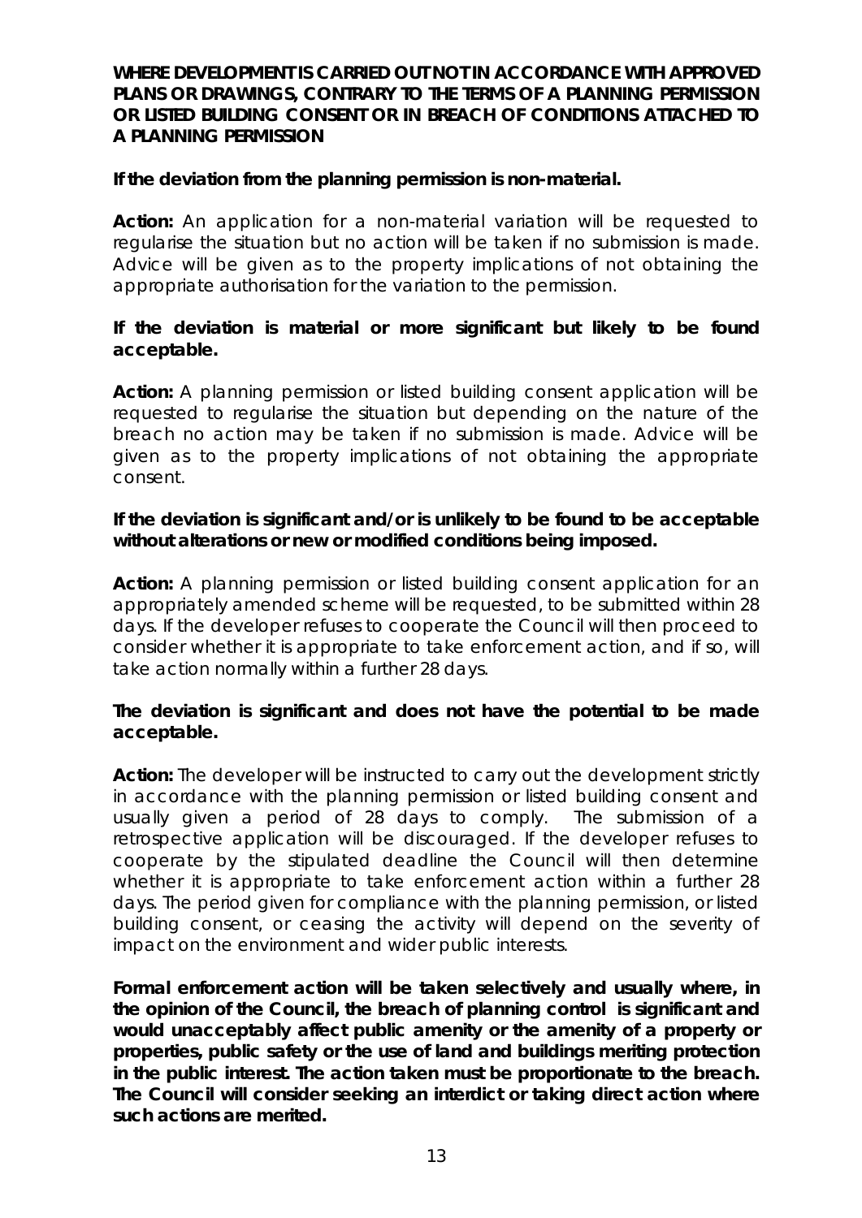**WHERE DEVELOPMENT IS CARRIED OUT NOT IN ACCORDANCE WITH APPROVED PLANS OR DRAWINGS, CONTRARY TO THE TERMS OF A PLANNING PERMISSION OR LISTED BUILDING CONSENT OR IN BREACH OF CONDITIONS ATTACHED TO A PLANNING PERMISSION**

**If the deviation from the planning permission is non-material.**

**Action:** An application for a non-material variation will be requested to regularise the situation but no action will be taken if no submission is made. Advice will be given as to the property implications of not obtaining the appropriate authorisation for the variation to the permission.

**If the deviation is material or more significant but likely to be found acceptable.**

**Action:** A planning permission or listed building consent application will be requested to regularise the situation but depending on the nature of the breach no action may be taken if no submission is made. Advice will be given as to the property implications of not obtaining the appropriate consent.

**If the deviation is significant and/or is unlikely to be found to be acceptable without alterations or new or modified conditions being imposed.**

**Action:** A planning permission or listed building consent application for an appropriately amended scheme will be requested, to be submitted within 28 days. If the developer refuses to cooperate the Council will then proceed to consider whether it is appropriate to take enforcement action, and if so, will take action normally within a further 28 days.

**The deviation is significant and does not have the potential to be made acceptable.**

**Action:** The developer will be instructed to carry out the development strictly in accordance with the planning permission or listed building consent and usually given a period of 28 days to comply. The submission of a retrospective application will be discouraged. If the developer refuses to cooperate by the stipulated deadline the Council will then determine whether it is appropriate to take enforcement action within a further 28 days. The period given for compliance with the planning permission, or listed building consent, or ceasing the activity will depend on the severity of impact on the environment and wider public interests.

**Formal enforcement action will be taken selectively and usually where, in the opinion of the Council, the breach of planning control is significant and would unacceptably affect public amenity or the amenity of a property or properties, public safety or the use of land and buildings meriting protection in the public interest. The action taken must be proportionate to the breach. The Council will consider seeking an interdict or taking direct action where such actions are merited.**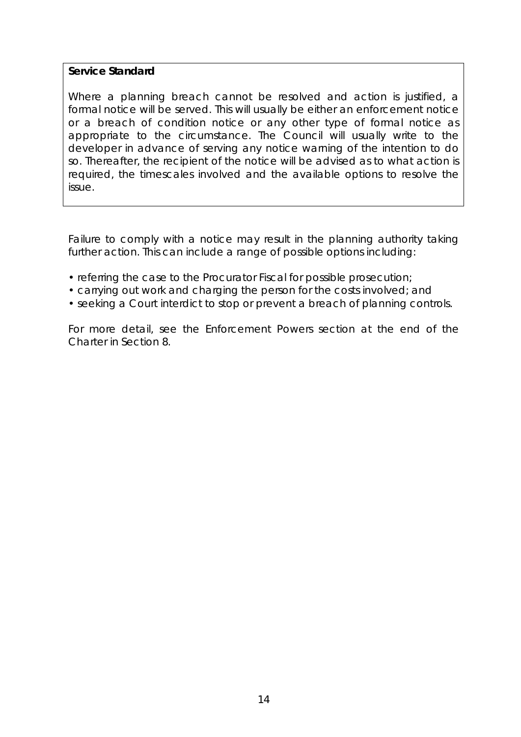**Service Standard**

Where a planning breach cannot be resolved and action is justified, a formal notice will be served. This will usually be either an enforcement notice or a breach of condition notice or any other type of formal notice as appropriate to the circumstance. The Council will usually write to the developer in advance of serving any notice warning of the intention to do so. Thereafter, the recipient of the notice will be advised as to what action is required, the timescales involved and the available options to resolve the issue.

Failure to comply with a notice may result in the planning authority taking further action. This can include a range of possible options including:

- referring the case to the Procurator Fiscal for possible prosecution;
- carrying out work and charging the person for the costs involved; and
- seeking a Court interdict to stop or prevent a breach of planning controls.

For more detail, see the Enforcement Powers section at the end of the Charter in Section 8.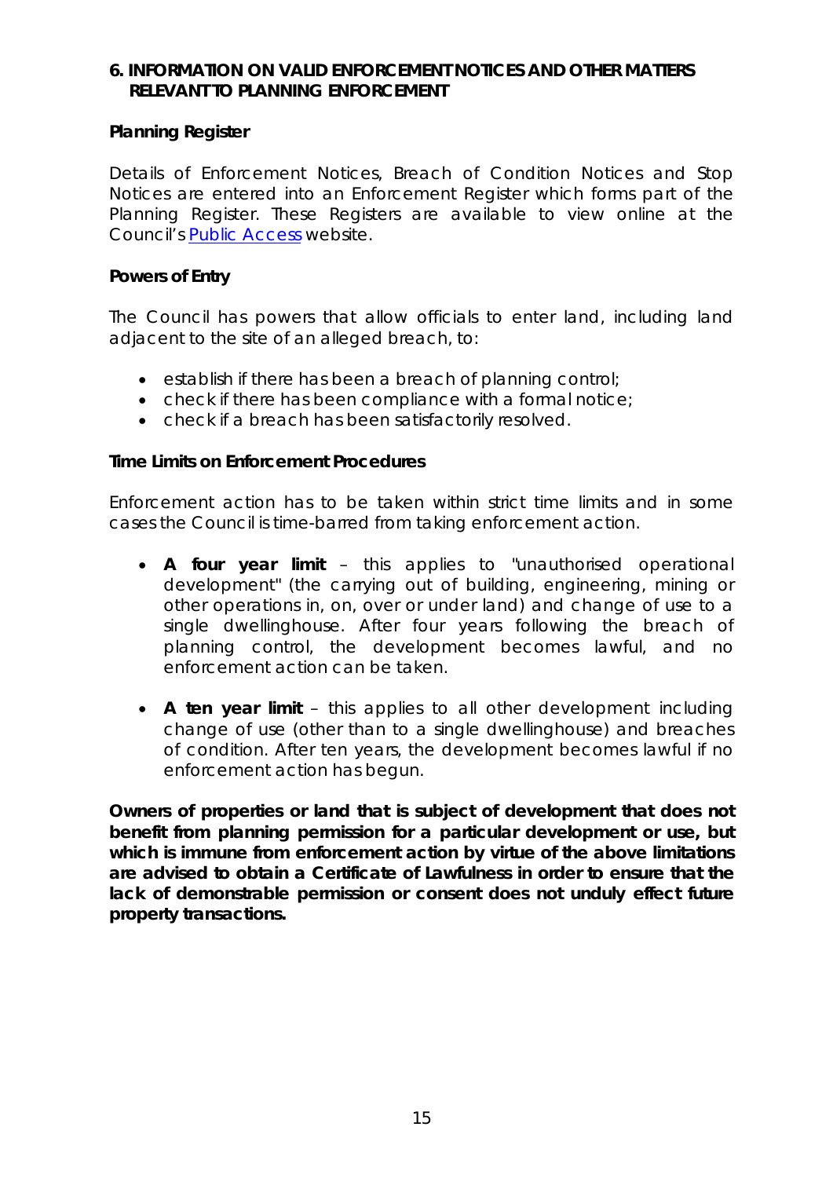## 6. INFORMATION ON VALID ENFORCEMENT NOTICES AND OTHER MATTERS RELEVANT TO PLANNING ENFORCEMENT

### Planning Register

Details of Enforcement Notices, Breach of Condition Notices and Stop Notices are entered into an Enforcement Register which forms part of the Planning Register. These Registers are available to view online at the Council's Public Access website.

### Powers of Entry

The Council has powers that allow officials to enter land, including land adjacent to the site of an alleged breach, to:

- establish if there has been a breach of planning control;
- check if there has been compliance with a formal notice;
- check if a breach has been satisfactorily resolved.

### Time Limits on Enforcement Procedures

Enforcement action has to be taken within strict time limits and in some cases the Council is time-barred from taking enforcement action.

- **A four year limit** – this applies to "unauthorised operational development" (the carrying out of building, engineering, mining or other operations in, on, over or under land) and change of use to a single dwellinghouse. After four years following the breach of planning control, the development becomes lawful, and no enforcement action can be taken.
- **A ten year limit** – this applies to all other development including change of use (other than to a single dwellinghouse) and breaches of condition. After ten years, the development becomes lawful if no enforcement action has begun.

**Owners of properties or land that is subject of development that does not benefit from planning permission for a particular development or use, but which is immune from enforcement action by virtue of the above limitations are advised to obtain a Certificate of Lawfulness in order to ensure that the lack of demonstrable permission or consent does not unduly effect future property transactions.**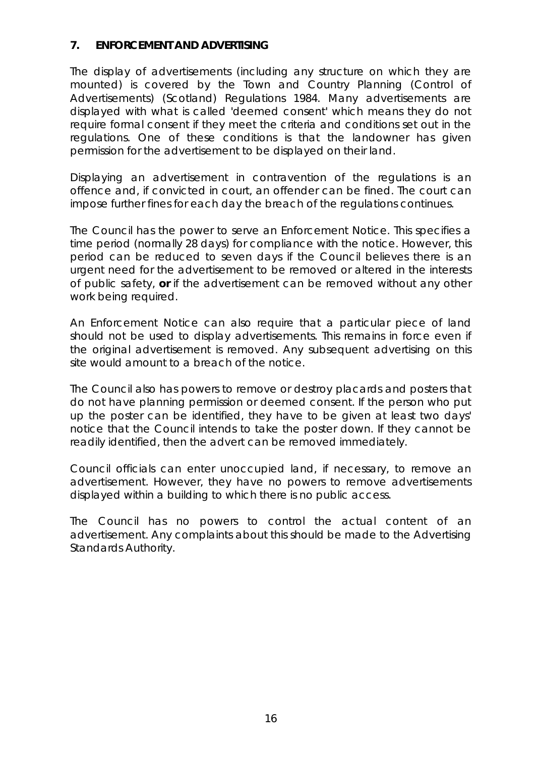## 7. ENFORCEMENT AND ADVERTISING

The display of advertisements (including any structure on which they are mounted) is covered by the Town and Country Planning (Control of Advertisements) (Scotland) Regulations 1984. Many advertisements are displayed with what is called 'deemed consent' which means they do not require formal consent if they meet the criteria and conditions set out in the regulations. One of these conditions is that the landowner has given permission for the advertisement to be displayed on their land.

Displaying an advertisement in contravention of the regulations is an offence and, if convicted in court, an offender can be fined. The court can impose further fines for each day the breach of the regulations continues.

The Council has the power to serve an Enforcement Notice. This specifies a time period (normally 28 days) for compliance with the notice. However, this period can be reduced to seven days if the Council believes there is an urgent need for the advertisement to be removed or altered in the interests of public safety, **or** if the advertisement can be removed without any other work being required.

An Enforcement Notice can also require that a particular piece of land should not be used to display advertisements. This remains in force even if the original advertisement is removed. Any subsequent advertising on this site would amount to a breach of the notice.

The Council also has powers to remove or destroy placards and posters that do not have planning permission or deemed consent. If the person who put up the poster can be identified, they have to be given at least two days' notice that the Council intends to take the poster down. If they cannot be readily identified, then the advert can be removed immediately.

Council officials can enter unoccupied land, if necessary, to remove an advertisement. However, they have no powers to remove advertisements displayed within a building to which there is no public access.

The Council has no powers to control the actual content of an advertisement. Any complaints about this should be made to the Advertising Standards Authority.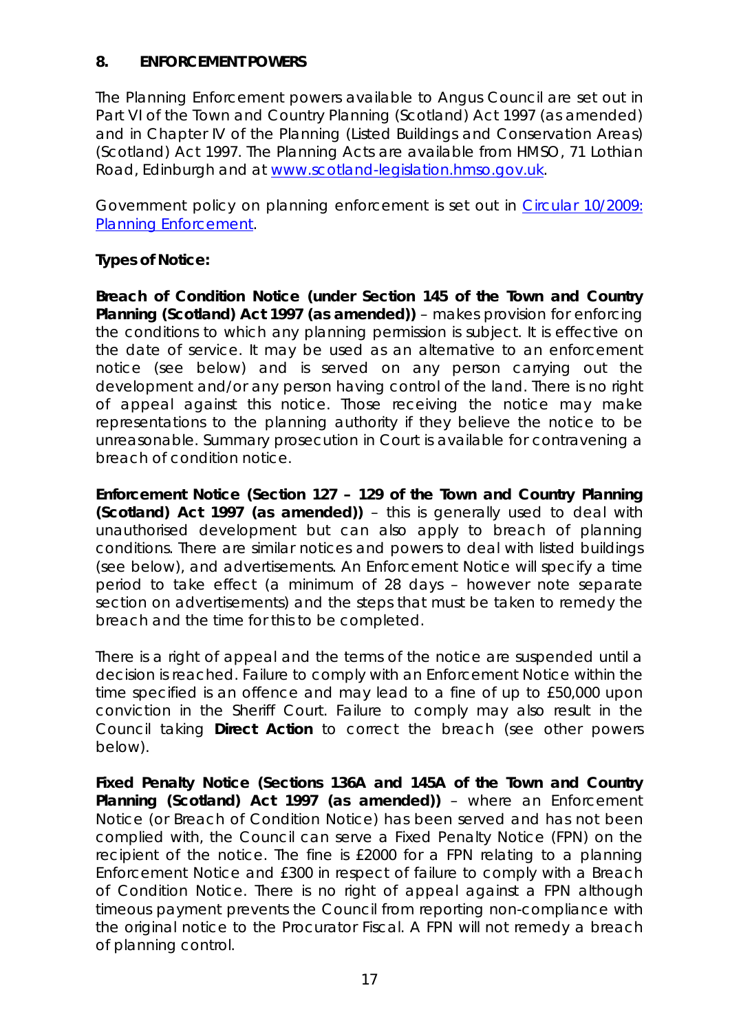## 8. ENFORCEMENT POWERS

The Planning Enforcement powers available to Angus Council are set out in Part VI of the Town and Country Planning (Scotland) Act 1997 (as amended) and in Chapter IV of the Planning (Listed Buildings and Conservation Areas) (Scotland) Act 1997. The Planning Acts are available from HMSO, 71 Lothian Road, Edinburgh and at [www.scotland-legislation.hmso.gov.uk](www.scotland-legislation.hmso.gov.uk).

Government policy on planning enforcement is set out in [Circular 10/2009: Planning Enforcement](Circular 10/2009: Planning Enforcement).

**Types of Notice:**

**Breach of Condition Notice (under Section 145 of the Town and Country Planning (Scotland) Act 1997 (as amended))** – makes provision for enforcing the conditions to which any planning permission is subject. It is effective on the date of service. It may be used as an alternative to an enforcement notice (see below) and is served on any person carrying out the development and/or any person having control of the land. There is no right of appeal against this notice. Those receiving the notice may make representations to the planning authority if they believe the notice to be unreasonable. Summary prosecution in Court is available for contravening a breach of condition notice.

**Enforcement Notice (Section 127 – 129 of the Town and Country Planning (Scotland) Act 1997 (as amended))** – this is generally used to deal with unauthorised development but can also apply to breach of planning conditions. There are similar notices and powers to deal with listed buildings (see below), and advertisements. An Enforcement Notice will specify a time period to take effect (a minimum of 28 days – however note separate section on advertisements) and the steps that must be taken to remedy the breach and the time for this to be completed.

There is a right of appeal and the terms of the notice are suspended until a decision is reached. Failure to comply with an Enforcement Notice within the time specified is an offence and may lead to a fine of up to £50,000 upon conviction in the Sheriff Court. Failure to comply may also result in the Council taking **Direct Action** to correct the breach (see other powers below).

**Fixed Penalty Notice (Sections 136A and 145A of the Town and Country Planning (Scotland) Act 1997 (as amended))** – where an Enforcement Notice (or Breach of Condition Notice) has been served and has not been complied with, the Council can serve a Fixed Penalty Notice (FPN) on the recipient of the notice. The fine is £2000 for a FPN relating to a planning Enforcement Notice and £300 in respect of failure to comply with a Breach of Condition Notice. There is no right of appeal against a FPN although timeous payment prevents the Council from reporting non-compliance with the original notice to the Procurator Fiscal. A FPN will not remedy a breach of planning control.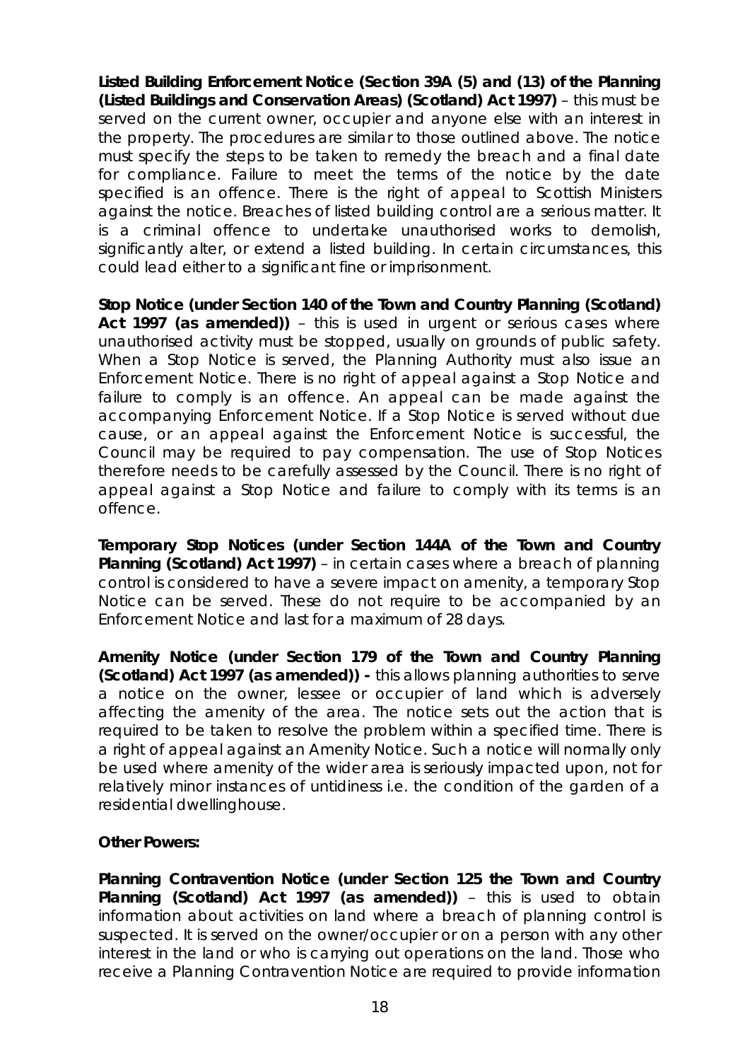**Listed Building Enforcement Notice (Section 39A (5) and (13) of the Planning (Listed Buildings and Conservation Areas) (Scotland) Act 1997)** – this must be served on the current owner, occupier and anyone else with an interest in the property. The procedures are similar to those outlined above. The notice must specify the steps to be taken to remedy the breach and a final date for compliance. Failure to meet the terms of the notice by the date specified is an offence. There is the right of appeal to Scottish Ministers against the notice. Breaches of listed building control are a serious matter. It is a criminal offence to undertake unauthorised works to demolish, significantly alter, or extend a listed building. In certain circumstances, this could lead either to a significant fine or imprisonment.

**Stop Notice (under Section 140 of the Town and Country Planning (Scotland) Act 1997 (as amended))** – this is used in urgent or serious cases where unauthorised activity must be stopped, usually on grounds of public safety. When a Stop Notice is served, the Planning Authority must also issue an Enforcement Notice. There is no right of appeal against a Stop Notice and failure to comply is an offence. An appeal can be made against the accompanying Enforcement Notice. If a Stop Notice is served without due cause, or an appeal against the Enforcement Notice is successful, the Council may be required to pay compensation. The use of Stop Notices therefore needs to be carefully assessed by the Council. There is no right of appeal against a Stop Notice and failure to comply with its terms is an offence.

**Temporary Stop Notices (under Section 144A of the Town and Country Planning (Scotland) Act 1997)** – in certain cases where a breach of planning control is considered to have a severe impact on amenity, a temporary Stop Notice can be served. These do not require to be accompanied by an Enforcement Notice and last for a maximum of 28 days.

**Amenity Notice (under Section 179 of the Town and Country Planning (Scotland) Act 1997 (as amended)) -** this allows planning authorities to serve a notice on the owner, lessee or occupier of land which is adversely affecting the amenity of the area. The notice sets out the action that is required to be taken to resolve the problem within a specified time. There is a right of appeal against an Amenity Notice. Such a notice will normally only be used where amenity of the wider area is seriously impacted upon, not for relatively minor instances of untidiness i.e. the condition of the garden of a residential dwellinghouse.

**Other Powers:**

**Planning Contravention Notice (under Section 125 the Town and Country Planning (Scotland) Act 1997 (as amended))** – this is used to obtain information about activities on land where a breach of planning control is suspected. It is served on the owner/occupier or on a person with any other interest in the land or who is carrying out operations on the land. Those who receive a Planning Contravention Notice are required to provide information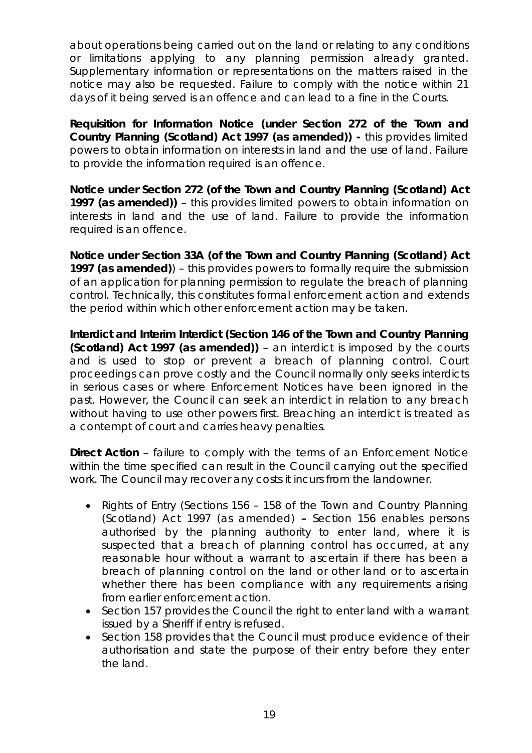about operations being carried out on the land or relating to any conditions or limitations applying to any planning permission already granted. Supplementary information or representations on the matters raised in the notice may also be requested. Failure to comply with the notice within 21 days of it being served is an offence and can lead to a fine in the Courts.

**Requisition for Information Notice (under Section 272 of the Town and Country Planning (Scotland) Act 1997 (as amended)) -** this provides limited powers to obtain information on interests in land and the use of land. Failure to provide the information required is an offence.

**Notice under Section 272 (of the Town and Country Planning (Scotland) Act 1997 (as amended))** – this provides limited powers to obtain information on interests in land and the use of land. Failure to provide the information required is an offence.

**Notice under Section 33A (of the Town and Country Planning (Scotland) Act 1997 (as amended)**) – this provides powers to formally require the submission of an application for planning permission to regulate the breach of planning control. Technically, this constitutes formal enforcement action and extends the period within which other enforcement action may be taken.

**Interdict and Interim Interdict (Section 146 of the Town and Country Planning (Scotland) Act 1997 (as amended))** – an interdict is imposed by the courts and is used to stop or prevent a breach of planning control. Court proceedings can prove costly and the Council normally only seeks interdicts in serious cases or where Enforcement Notices have been ignored in the past. However, the Council can seek an interdict in relation to any breach without having to use other powers first. Breaching an interdict is treated as a contempt of court and carries heavy penalties.

**Direct Action** – failure to comply with the terms of an Enforcement Notice within the time specified can result in the Council carrying out the specified work. The Council may recover any costs it incurs from the landowner.

- Rights of Entry (Sections 156 – 158 of the Town and Country Planning (Scotland) Act 1997 (as amended) **–** Section 156 enables persons authorised by the planning authority to enter land, where it is suspected that a breach of planning control has occurred, at any reasonable hour without a warrant to ascertain if there has been a breach of planning control on the land or other land or to ascertain whether there has been compliance with any requirements arising from earlier enforcement action.
- Section 157 provides the Council the right to enter land with a warrant issued by a Sheriff if entry is refused.
- Section 158 provides that the Council must produce evidence of their authorisation and state the purpose of their entry before they enter the land.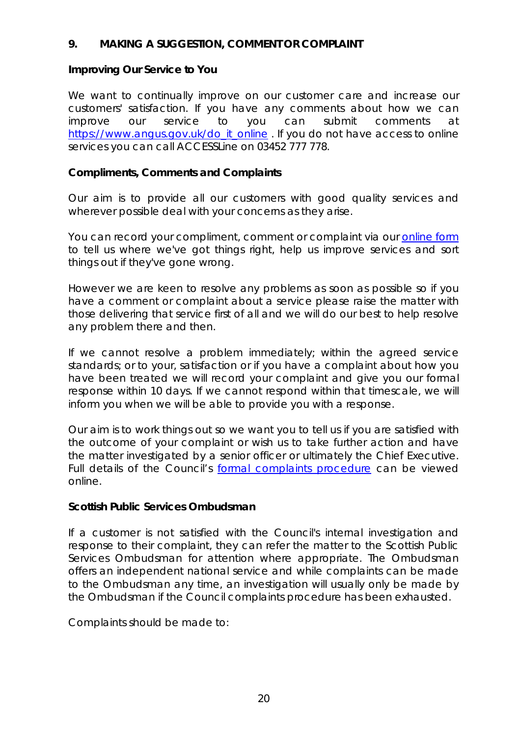## 9. MAKING A SUGGESTION, COMMENT OR COMPLAINT

### Improving Our Service to You

We want to continually improve on our customer care and increase our customers' satisfaction. If you have any comments about how we can improve our service to you can submit comments at https://www.angus.gov.uk/do_it_online . If you do not have access to online services you can call ACCESSLine on 03452 777 778.

### Compliments, Comments and Complaints

Our aim is to provide all our customers with good quality services and wherever possible deal with your concerns as they arise.

You can record your compliment, comment or complaint via our online form to tell us where we've got things right, help us improve services and sort things out if they've gone wrong.

However we are keen to resolve any problems as soon as possible so if you have a comment or complaint about a service please raise the matter with those delivering that service first of all and we will do our best to help resolve any problem there and then.

If we cannot resolve a problem immediately; within the agreed service standards; or to your, satisfaction or if you have a complaint about how you have been treated we will record your complaint and give you our formal response within 10 days. If we cannot respond within that timescale, we will inform you when we will be able to provide you with a response.

Our aim is to work things out so we want you to tell us if you are satisfied with the outcome of your complaint or wish us to take further action and have the matter investigated by a senior officer or ultimately the Chief Executive. Full details of the Council's formal complaints procedure can be viewed online.

### Scottish Public Services Ombudsman

If a customer is not satisfied with the Council's internal investigation and response to their complaint, they can refer the matter to the Scottish Public Services Ombudsman for attention where appropriate. The Ombudsman offers an independent national service and while complaints can be made to the Ombudsman any time, an investigation will usually only be made by the Ombudsman if the Council complaints procedure has been exhausted.

Complaints should be made to: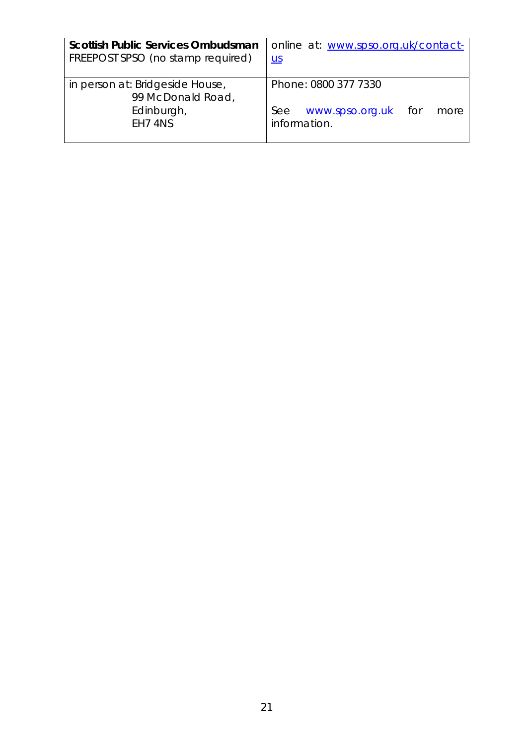| **Scottish Public Services Ombudsman**<br>FREEPOST SPSO (no stamp required) | online at: www.spso.org.uk/contact-us |
| --- | --- |
| in person at: Bridgeside House,<br>99 McDonald Road,<br>Edinburgh,<br>EH7 4NS | Phone: 0800 377 7330<br><br>See www.spso.org.uk for more information. |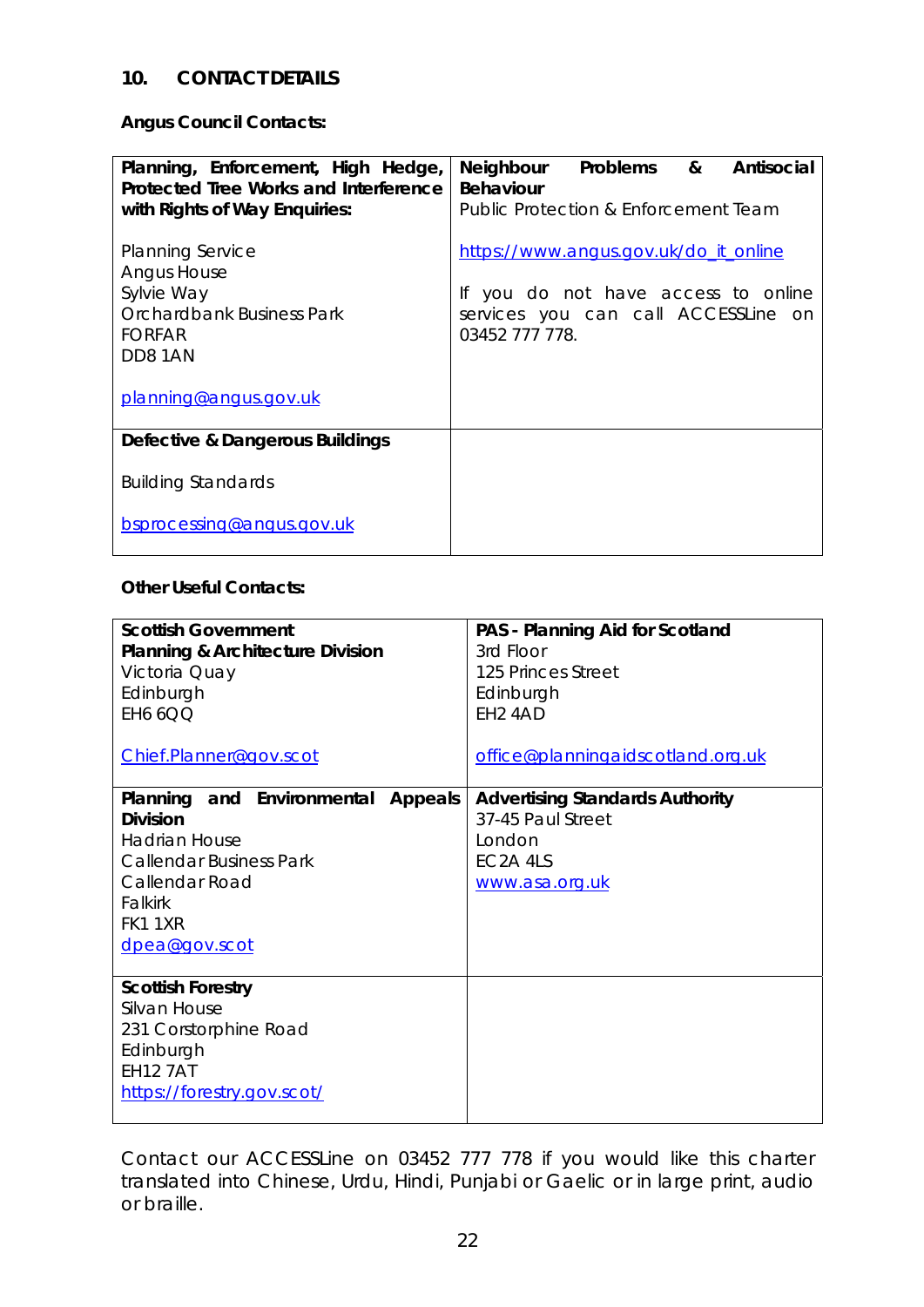## 10. CONTACT DETAILS

**Angus Council Contacts:**

| | |
|---|---|
| **Planning, Enforcement, High Hedge, Protected Tree Works and Interference with Rights of Way Enquiries:**<br><br>Planning Service<br>Angus House<br>Sylvie Way<br>Orchardbank Business Park<br>FORFAR<br>DD8 1AN<br><br>planning@angus.gov.uk | **Neighbour Problems & Antisocial Behaviour**<br>Public Protection & Enforcement Team<br><br>https://www.angus.gov.uk/do_it_online<br><br>If you do not have access to online services you can call ACCESSLine on 03452 777 778. |
| **Defective & Dangerous Buildings**<br><br>Building Standards<br><br>bsprocessing@angus.gov.uk | |

**Other Useful Contacts:**

| | |
|---|---|
| **Scottish Government**<br>**Planning & Architecture Division**<br>Victoria Quay<br>Edinburgh<br>EH6 6QQ<br><br>Chief.Planner@gov.scot | **PAS - Planning Aid for Scotland**<br>3rd Floor<br>125 Princes Street<br>Edinburgh<br>EH2 4AD<br><br>office@planningaidscotland.org.uk |
| **Planning and Environmental Appeals Division**<br>Hadrian House<br>Callendar Business Park<br>Callendar Road<br>Falkirk<br>FK1 1XR<br>dpea@gov.scot | **Advertising Standards Authority**<br>37-45 Paul Street<br>London<br>EC2A 4LS<br>www.asa.org.uk |
| **Scottish Forestry**<br>Silvan House<br>231 Corstorphine Road<br>Edinburgh<br>EH12 7AT<br>https://forestry.gov.scot/ | |

Contact our ACCESSLine on 03452 777 778 if you would like this charter translated into Chinese, Urdu, Hindi, Punjabi or Gaelic or in large print, audio or braille.